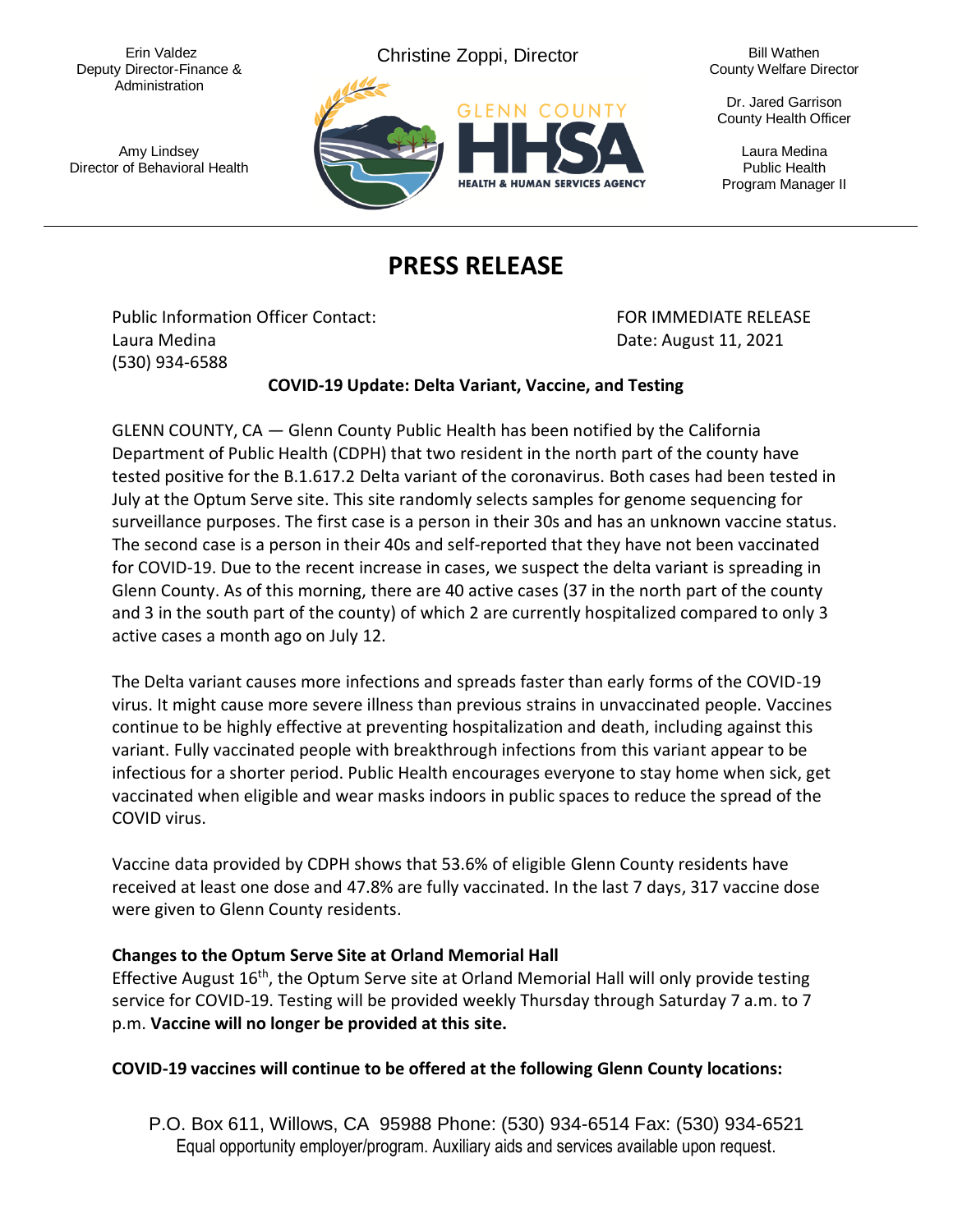Erin Valdez
Deputy Director-Finance & Administration

Amy Lindsey
Director of Behavioral Health

Christine Zoppi, Director

GLENN COUNTY HHSA
HEALTH & HUMAN SERVICES AGENCY

Bill Wathen
County Welfare Director

Dr. Jared Garrison
County Health Officer

Laura Medina
Public Health
Program Manager II

# PRESS RELEASE

Public Information Officer Contact:
Laura Medina
(530) 934-6588

FOR IMMEDIATE RELEASE
Date: August 11, 2021

**COVID-19 Update: Delta Variant, Vaccine, and Testing**

GLENN COUNTY, CA — Glenn County Public Health has been notified by the California Department of Public Health (CDPH) that two resident in the north part of the county have tested positive for the B.1.617.2 Delta variant of the coronavirus. Both cases had been tested in July at the Optum Serve site. This site randomly selects samples for genome sequencing for surveillance purposes. The first case is a person in their 30s and has an unknown vaccine status. The second case is a person in their 40s and self-reported that they have not been vaccinated for COVID-19. Due to the recent increase in cases, we suspect the delta variant is spreading in Glenn County. As of this morning, there are 40 active cases (37 in the north part of the county and 3 in the south part of the county) of which 2 are currently hospitalized compared to only 3 active cases a month ago on July 12.

The Delta variant causes more infections and spreads faster than early forms of the COVID-19 virus. It might cause more severe illness than previous strains in unvaccinated people. Vaccines continue to be highly effective at preventing hospitalization and death, including against this variant. Fully vaccinated people with breakthrough infections from this variant appear to be infectious for a shorter period. Public Health encourages everyone to stay home when sick, get vaccinated when eligible and wear masks indoors in public spaces to reduce the spread of the COVID virus.

Vaccine data provided by CDPH shows that 53.6% of eligible Glenn County residents have received at least one dose and 47.8% are fully vaccinated. In the last 7 days, 317 vaccine dose were given to Glenn County residents.

**Changes to the Optum Serve Site at Orland Memorial Hall**
Effective August 16th, the Optum Serve site at Orland Memorial Hall will only provide testing service for COVID-19. Testing will be provided weekly Thursday through Saturday 7 a.m. to 7 p.m. **Vaccine will no longer be provided at this site.**

**COVID-19 vaccines will continue to be offered at the following Glenn County locations:**

P.O. Box 611, Willows, CA 95988 Phone: (530) 934-6514 Fax: (530) 934-6521
Equal opportunity employer/program. Auxiliary aids and services available upon request.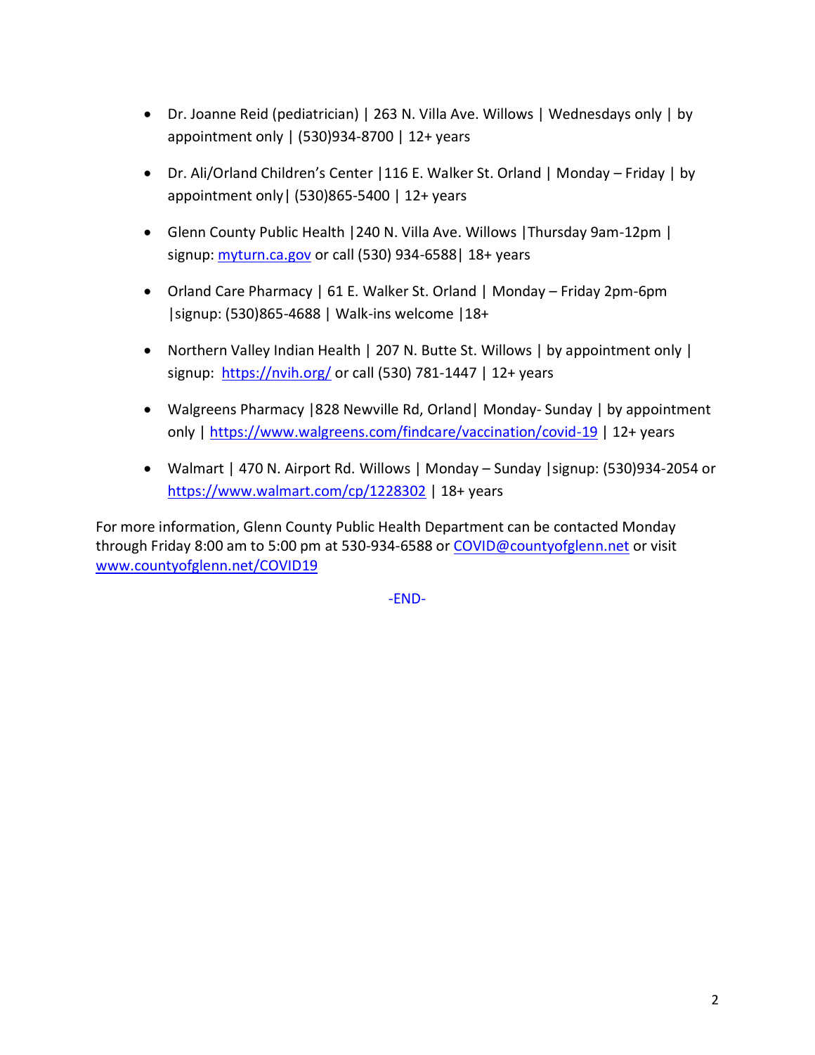- Dr. Joanne Reid (pediatrician) | 263 N. Villa Ave. Willows | Wednesdays only | by appointment only | (530)934-8700 | 12+ years
- Dr. Ali/Orland Children's Center |116 E. Walker St. Orland | Monday – Friday | by appointment only| (530)865-5400 | 12+ years
- Glenn County Public Health |240 N. Villa Ave. Willows |Thursday 9am-12pm | signup: [myturn.ca.gov](myturn.ca.gov) or call (530) 934-6588| 18+ years
- Orland Care Pharmacy | 61 E. Walker St. Orland | Monday – Friday 2pm-6pm |signup: (530)865-4688 | Walk-ins welcome |18+
- Northern Valley Indian Health | 207 N. Butte St. Willows | by appointment only | signup: [https://nvih.org/](https://nvih.org/) or call (530) 781-1447 | 12+ years
- Walgreens Pharmacy |828 Newville Rd, Orland| Monday- Sunday | by appointment only | [https://www.walgreens.com/findcare/vaccination/covid-19](https://www.walgreens.com/findcare/vaccination/covid-19) | 12+ years
- Walmart | 470 N. Airport Rd. Willows | Monday – Sunday |signup: (530)934-2054 or [https://www.walmart.com/cp/1228302](https://www.walmart.com/cp/1228302) | 18+ years

For more information, Glenn County Public Health Department can be contacted Monday through Friday 8:00 am to 5:00 pm at 530-934-6588 or [COVID@countyofglenn.net](mailto:COVID@countyofglenn.net) or visit [www.countyofglenn.net/COVID19](www.countyofglenn.net/COVID19)

-END-